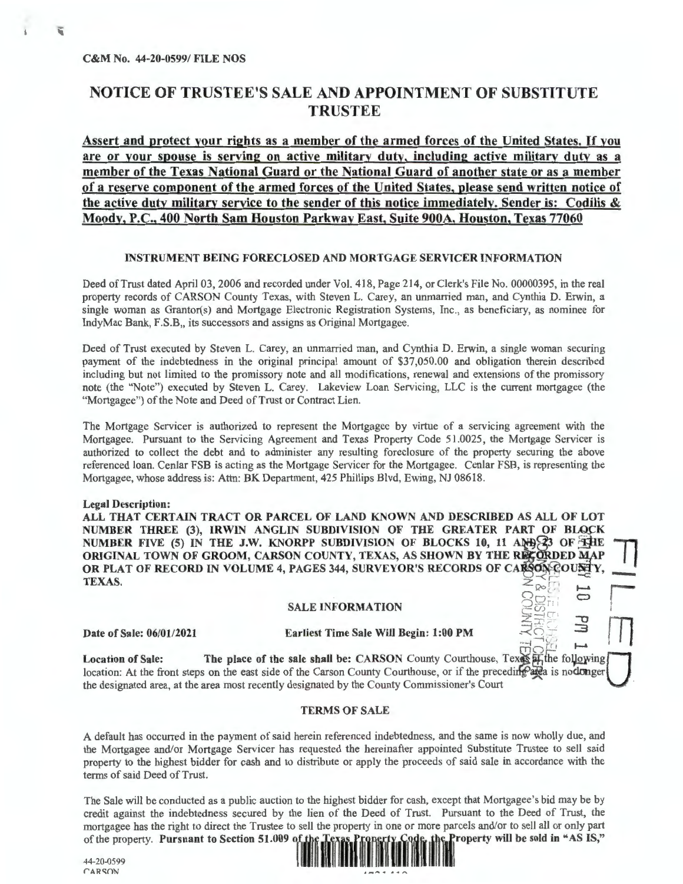C&M No. 44-20-0599/ FILE NOS

# NOTICE OF TRUSTEE'S SALE AND APPOINTMENT OF SUBSTITUTE TRUSTEE

**Assert and protect your rights as a member of the armed forces of the United States. If you are or your spouse is serving on active military duty, including active military duty as a member of the Texas National Guard or the National Guard of another state or as a member of a reserve component of the armed forces of the United States, please send written notice of the active duty military service to the sender of this notice immediately. Sender is: Codilis & Moody, P.C., 400 North Sam Houston Parkway East, Suite 900A, Houston, Texas 77060**

### INSTRUMENT BEING FORECLOSED AND MORTGAGE SERVICER INFORMATION

Deed of Trust dated April 03, 2006 and recorded under Vol. 418, Page 214, or Clerk's File No. 00000395, in the real property records of CARSON County Texas, with Steven L. Carey, an unmarried man, and Cynthia D. Erwin, a single woman as Grantor(s) and Mortgage Electronic Registration Systems, Inc., as beneficiary, as nominee for IndyMac Bank, F.S.B,, its successors and assigns as Original Mortgagee.

Deed of Trust executed by Steven L. Carey, an unmarried man, and Cynthia D. Erwin, a single woman securing payment of the indebtedness in the original principal amount of $37,050.00 and obligation therein described including but not limited to the promissory note and all modifications, renewal and extensions of the promissory note (the "Note") executed by Steven L. Carey. Lakeview Loan Servicing, LLC is the current mortgagee (the "Mortgagee") of the Note and Deed of Trust or Contract Lien.

The Mortgage Servicer is authorized to represent the Mortgagee by virtue of a servicing agreement with the Mortgagee. Pursuant to the Servicing Agreement and Texas Property Code 51.0025, the Mortgage Servicer is authorized to collect the debt and to administer any resulting foreclosure of the property securing the above referenced loan. Cenlar FSB is acting as the Mortgage Servicer for the Mortgagee. Cenlar FSB, is representing the Mortgagee, whose address is: Attn: BK Department, 425 Phillips Blvd, Ewing, NJ 08618.

**Legal Description:**

**ALL THAT CERTAIN TRACT OR PARCEL OF LAND KNOWN AND DESCRIBED AS ALL OF LOT NUMBER THREE (3), IRWIN ANGLIN SUBDIVISION OF THE GREATER PART OF BLOCK NUMBER FIVE (5) IN THE J.W. KNORPP SUBDIVISION OF BLOCKS 10, 11 AND 23 OF THE ORIGINAL TOWN OF GROOM, CARSON COUNTY, TEXAS, AS SHOWN BY THE RECORDED MAP OR PLAT OF RECORD IN VOLUME 4, PAGES 344, SURVEYOR'S RECORDS OF CARSON COUNTY, TEXAS.**

### SALE INFORMATION

**Date of Sale: 06/01/2021** **Earliest Time Sale Will Begin: 1:00 PM**

**Location of Sale:** The place of the sale shall be: CARSON County Courthouse, Texas at the following location: At the front steps on the east side of the Carson County Courthouse, or if the preceding area is no longer the designated area, at the area most recently designated by the County Commissioner's Court

### TERMS OF SALE

A default has occurred in the payment of said herein referenced indebtedness, and the same is now wholly due, and the Mortgagee and/or Mortgage Servicer has requested the hereinafter appointed Substitute Trustee to sell said property to the highest bidder for cash and to distribute or apply the proceeds of said sale in accordance with the terms of said Deed of Trust.

The Sale will be conducted as a public auction to the highest bidder for cash, except that Mortgagee's bid may be by credit against the indebtedness secured by the lien of the Deed of Trust. Pursuant to the Deed of Trust, the mortgagee has the right to direct the Trustee to sell the property in one or more parcels and/or to sell all or only part of the property. **Pursuant to Section 51.009 of the Texas Property Code, the Property will be sold in "AS IS,"**

44-20-0599
CARSON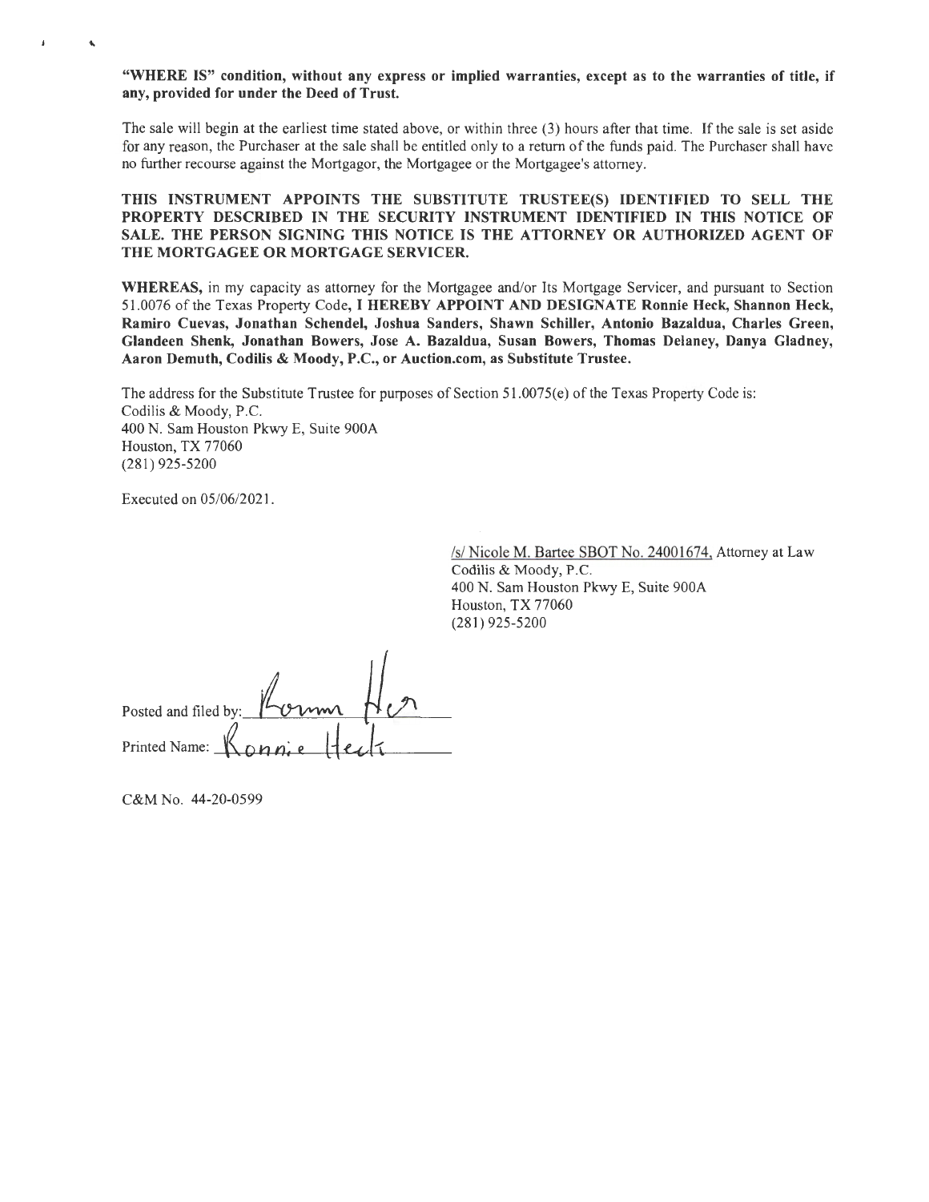**"WHERE IS" condition, without any express or implied warranties, except as to the warranties of title, if any, provided for under the Deed of Trust.**

The sale will begin at the earliest time stated above, or within three (3) hours after that time. If the sale is set aside for any reason, the Purchaser at the sale shall be entitled only to a return of the funds paid. The Purchaser shall have no further recourse against the Mortgagor, the Mortgagee or the Mortgagee's attorney.

**THIS INSTRUMENT APPOINTS THE SUBSTITUTE TRUSTEE(S) IDENTIFIED TO SELL THE PROPERTY DESCRIBED IN THE SECURITY INSTRUMENT IDENTIFIED IN THIS NOTICE OF SALE. THE PERSON SIGNING THIS NOTICE IS THE ATTORNEY OR AUTHORIZED AGENT OF THE MORTGAGEE OR MORTGAGE SERVICER.**

**WHEREAS,** in my capacity as attorney for the Mortgagee and/or Its Mortgage Servicer, and pursuant to Section 51.0076 of the Texas Property Code, **I HEREBY APPOINT AND DESIGNATE Ronnie Heck, Shannon Heck, Ramiro Cuevas, Jonathan Schendel, Joshua Sanders, Shawn Schiller, Antonio Bazaldua, Charles Green, Glandeen Shenk, Jonathan Bowers, Jose A. Bazaldua, Susan Bowers, Thomas Delaney, Danya Gladney, Aaron Demuth, Codilis & Moody, P.C., or Auction.com, as Substitute Trustee.**

The address for the Substitute Trustee for purposes of Section 51.0075(e) of the Texas Property Code is:
Codilis & Moody, P.C.
400 N. Sam Houston Pkwy E, Suite 900A
Houston, TX 77060
(281) 925-5200

Executed on 05/06/2021.

/s/ Nicole M. Bartee SBOT No. 24001674, Attorney at Law
Codilis & Moody, P.C.
400 N. Sam Houston Pkwy E, Suite 900A
Houston, TX 77060
(281) 925-5200

Posted and filed by: Ronnie Heck
Printed Name: Ronnie Heck

C&M No. 44-20-0599